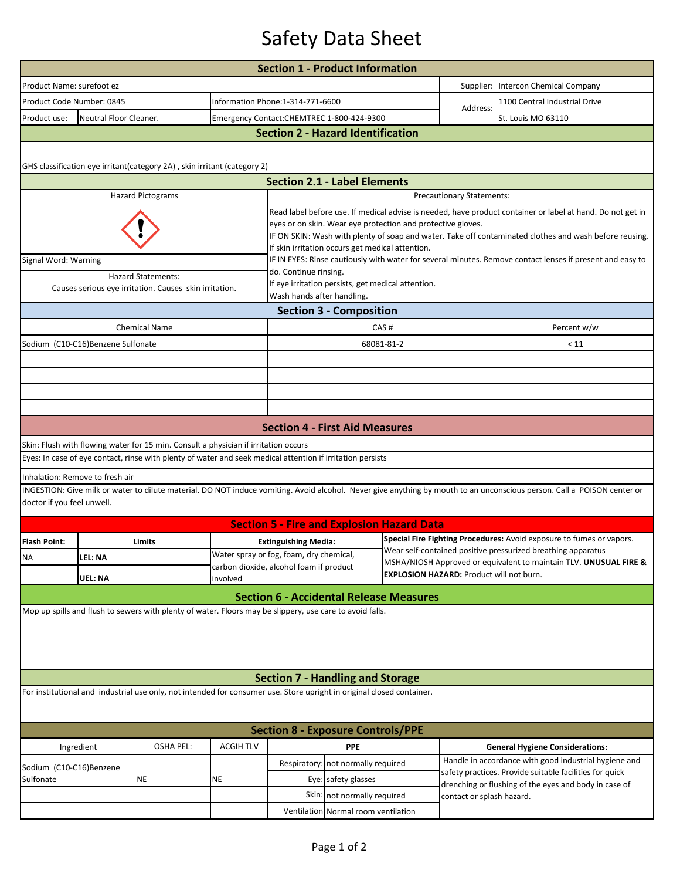# Safety Data Sheet

## Section 1 - Product Information

| | | | |
|---|---|---|---|
| Product Name: surefoot ez | | Supplier: | Intercon Chemical Company |
| Product Code Number: 0845 | Information Phone:1-314-771-6600 | Address: | 1100 Central Industrial Drive |
| Product use: Neutral Floor Cleaner. | Emergency Contact:CHEMTREC 1-800-424-9300 | | St. Louis MO 63110 |

## Section 2 - Hazard Identification

GHS classification eye irritant(category 2A) , skin irritant (category 2)

## Section 2.1 - Label Elements

**Hazard Pictograms**

Signal Word: Warning

**Hazard Statements:**

Causes serious eye irritation. Causes skin irritation.

**Precautionary Statements:**

Read label before use. If medical advise is needed, have product container or label at hand. Do not get in eyes or on skin. Wear eye protection and protective gloves.
IF ON SKIN: Wash with plenty of soap and water. Take off contaminated clothes and wash before reusing. If skin irritation occurs get medical attention.
IF IN EYES: Rinse cautiously with water for several minutes. Remove contact lenses if present and easy to do. Continue rinsing.
If eye irritation persists, get medical attention.
Wash hands after handling.

## Section 3 - Composition

| Chemical Name | CAS # | Percent w/w |
|---|---|---|
| Sodium (C10-C16)Benzene Sulfonate | 68081-81-2 | < 11 |

## Section 4 - First Aid Measures

Skin: Flush with flowing water for 15 min. Consult a physician if irritation occurs

Eyes: In case of eye contact, rinse with plenty of water and seek medical attention if irritation persists

Inhalation: Remove to fresh air

INGESTION: Give milk or water to dilute material. DO NOT induce vomiting. Avoid alcohol. Never give anything by mouth to an unconscious person. Call a POISON center or doctor if you feel unwell.

## Section 5 - Fire and Explosion Hazard Data

| Flash Point: | Limits | Extinguishing Media: |
|---|---|---|
| NA | LEL: NA | Water spray or fog, foam, dry chemical, carbon dioxide, alcohol foam if product involved |
| | UEL: NA | |

**Special Fire Fighting Procedures:** Avoid exposure to fumes or vapors. Wear self-contained positive pressurized breathing apparatus MSHA/NIOSH Approved or equivalent to maintain TLV. **UNUSUAL FIRE & EXPLOSION HAZARD:** Product will not burn.

## Section 6 - Accidental Release Measures

Mop up spills and flush to sewers with plenty of water. Floors may be slippery, use care to avoid falls.

## Section 7 - Handling and Storage

For institutional and industrial use only, not intended for consumer use. Store upright in original closed container.

## Section 8 - Exposure Controls/PPE

| Ingredient | OSHA PEL: | ACGIH TLV | PPE | | General Hygiene Considerations: |
|---|---|---|---|---|---|
| Sodium (C10-C16)Benzene Sulfonate | NE | NE | Respiratory: | not normally required | Handle in accordance with good industrial hygiene and safety practices. Provide suitable facilities for quick drenching or flushing of the eyes and body in case of contact or splash hazard. |
| | | | Eye: | safety glasses | |
| | | | Skin: | not normally required | |
| | | | Ventilation | Normal room ventilation | |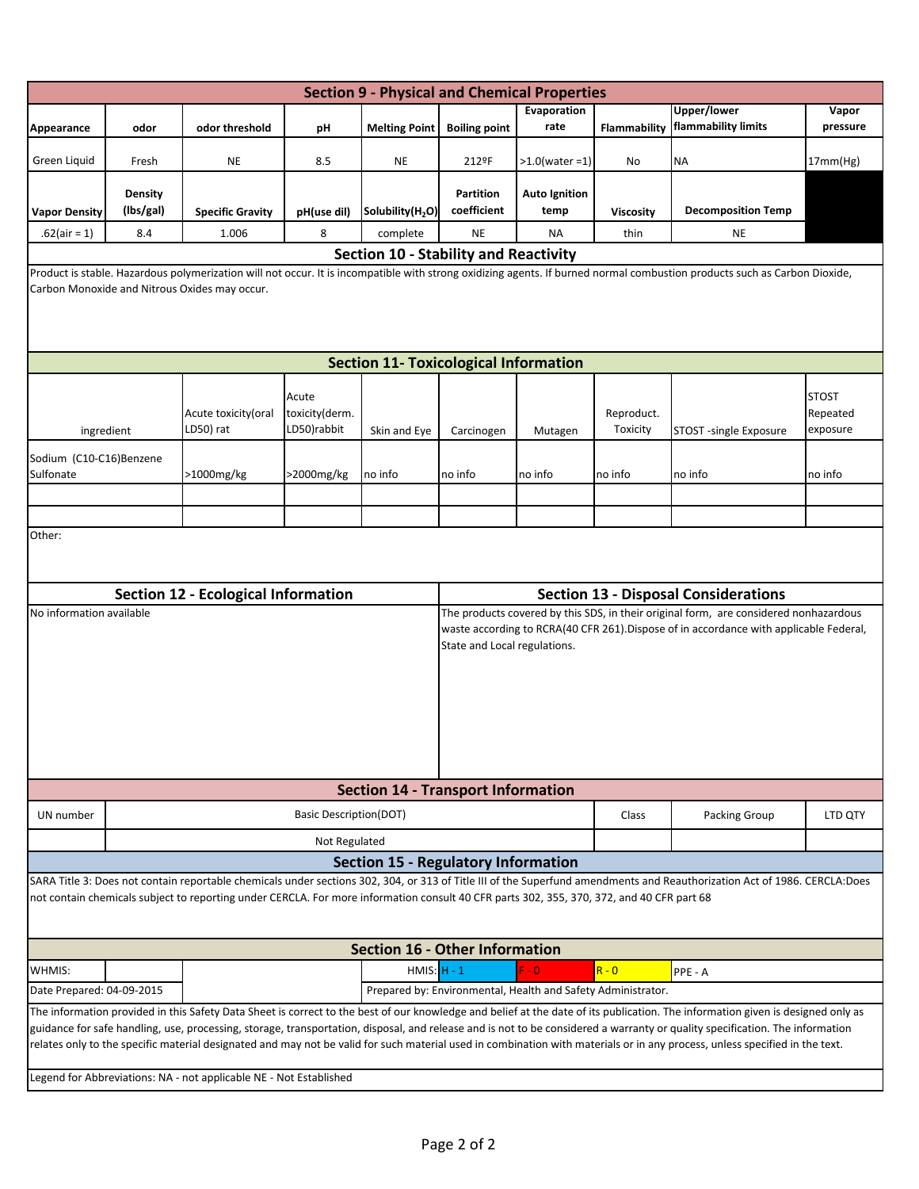## Section 9 - Physical and Chemical Properties

| Appearance | odor | odor threshold | pH | Melting Point | Boiling point | Evaporation rate | Flammability | Upper/lower flammability limits | Vapor pressure |
|---|---|---|---|---|---|---|---|---|---|
| Green Liquid | Fresh | NE | 8.5 | NE | 212ºF | >1.0(water =1) | No | NA | 17mm(Hg) |
| **Vapor Density** | **Density (lbs/gal)** | **Specific Gravity** | **pH(use dil)** | **Solubility($H_2O$)** | **Partition coefficient** | **Auto Ignition temp** | **Viscosity** | **Decomposition Temp** | |
| .62(air = 1) | 8.4 | 1.006 | 8 | complete | NE | NA | thin | NE | |

## Section 10 - Stability and Reactivity

Product is stable. Hazardous polymerization will not occur. It is incompatible with strong oxidizing agents. If burned normal combustion products such as Carbon Dioxide, Carbon Monoxide and Nitrous Oxides may occur.

## Section 11- Toxicological Information

| ingredient | Acute toxicity(oral LD50) rat | Acute toxicity(derm. LD50)rabbit | Skin and Eye | Carcinogen | Mutagen | Reproduct. Toxicity | STOST -single Exposure | STOST Repeated exposure |
|---|---|---|---|---|---|---|---|---|
| Sodium (C10-C16)Benzene Sulfonate | >1000mg/kg | >2000mg/kg | no info | no info | no info | no info | no info | no info |
| | | | | | | | | |
| | | | | | | | | |

Other:

## Section 12 - Ecological Information

No information available

## Section 13 - Disposal Considerations

The products covered by this SDS, in their original form, are considered nonhazardous waste according to RCRA(40 CFR 261).Dispose of in accordance with applicable Federal, State and Local regulations.

## Section 14 - Transport Information

| UN number | Basic Description(DOT) | Class | Packing Group | LTD QTY |
|---|---|---|---|---|
| | Not Regulated | | | |

## Section 15 - Regulatory Information

SARA Title 3: Does not contain reportable chemicals under sections 302, 304, or 313 of Title III of the Superfund amendments and Reauthorization Act of 1986. CERCLA:Does not contain chemicals subject to reporting under CERCLA. For more information consult 40 CFR parts 302, 355, 370, 372, and 40 CFR part 68

## Section 16 - Other Information

| WHMIS: | | | HMIS: H - 1 | F - 0 | R - 0 | PPE - A |
|---|---|---|---|---|---|---|
| Date Prepared: 04-09-2015 | | | Prepared by: Environmental, Health and Safety Administrator. | | | |

The information provided in this Safety Data Sheet is correct to the best of our knowledge and belief at the date of its publication. The information given is designed only as guidance for safe handling, use, processing, storage, transportation, disposal, and release and is not to be considered a warranty or quality specification. The information relates only to the specific material designated and may not be valid for such material used in combination with materials or in any process, unless specified in the text.

Legend for Abbreviations: NA - not applicable NE - Not Established